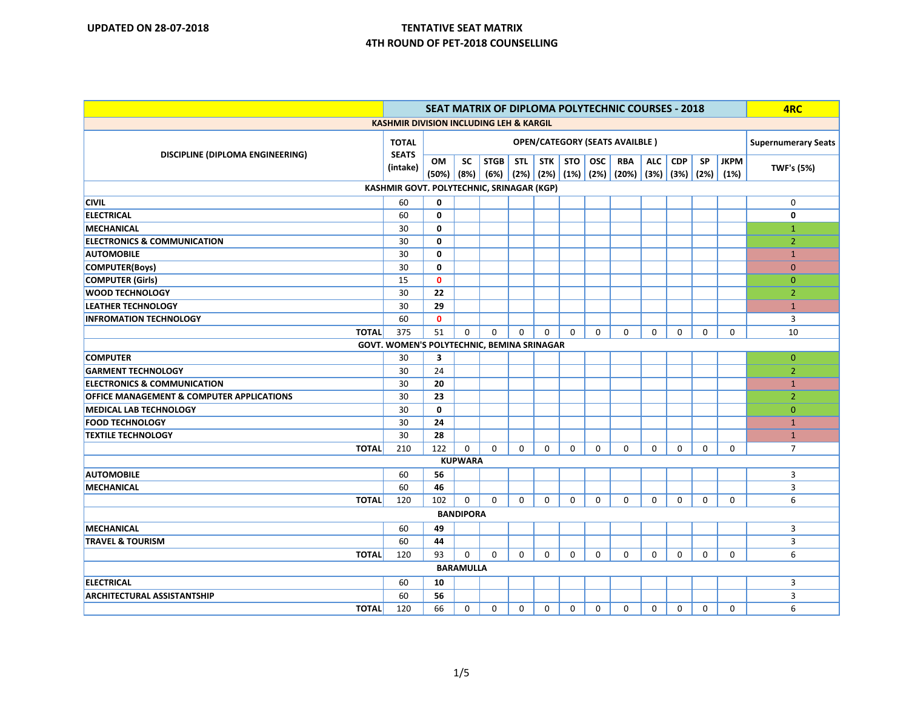**UPDATED ON 28-07-2018**

# TENTATIVE SEAT MATRIX
## 4TH ROUND OF PET-2018 COUNSELLING

| SEAT MATRIX OF DIPLOMA POLYTECHNIC COURSES - 2018 | | | | | | | | | | | | | | | 4RC |
|---|---|---|---|---|---|---|---|---|---|---|---|---|---|---|---|
| KASHMIR DIVISION INCLUDING LEH & KARGIL | | | | | | | | | | | | | | | |
| DISCIPLINE (DIPLOMA ENGINEERING) | TOTAL SEATS (intake) | OPEN/CATEGORY (SEATS AVAILBLE ) | | | | | | | | | | | | | Supernumerary Seats |
| | | OM (50%) | SC (8%) | STGB (6%) | STL (2%) | STK (2%) | STO (1%) | OSC (2%) | RBA (20%) | ALC (3%) | CDP (3%) | SP (2%) | JKPM (1%) | | TWF's (5%) |
| **KASHMIR GOVT. POLYTECHNIC, SRINAGAR (KGP)** | | | | | | | | | | | | | | | |
| CIVIL | 60 | 0 | | | | | | | | | | | | | 0 |
| ELECTRICAL | 60 | 0 | | | | | | | | | | | | | 0 |
| MECHANICAL | 30 | 0 | | | | | | | | | | | | | 1 |
| ELECTRONICS & COMMUNICATION | 30 | 0 | | | | | | | | | | | | | 2 |
| AUTOMOBILE | 30 | 0 | | | | | | | | | | | | | 1 |
| COMPUTER(Boys) | 30 | 0 | | | | | | | | | | | | | 0 |
| COMPUTER (Girls) | 15 | 0 | | | | | | | | | | | | | 0 |
| WOOD TECHNOLOGY | 30 | 22 | | | | | | | | | | | | | 2 |
| LEATHER TECHNOLOGY | 30 | 29 | | | | | | | | | | | | | 1 |
| INFROMATION TECHNOLOGY | 60 | 0 | | | | | | | | | | | | | 3 |
| **TOTAL** | 375 | 51 | 0 | 0 | 0 | 0 | 0 | 0 | 0 | 0 | 0 | 0 | 0 | | 10 |
| **GOVT. WOMEN'S POLYTECHNIC, BEMINA SRINAGAR** | | | | | | | | | | | | | | | |
| COMPUTER | 30 | 3 | | | | | | | | | | | | | 0 |
| GARMENT TECHNOLOGY | 30 | 24 | | | | | | | | | | | | | 2 |
| ELECTRONICS & COMMUNICATION | 30 | 20 | | | | | | | | | | | | | 1 |
| OFFICE MANAGEMENT & COMPUTER APPLICATIONS | 30 | 23 | | | | | | | | | | | | | 2 |
| MEDICAL LAB TECHNOLOGY | 30 | 0 | | | | | | | | | | | | | 0 |
| FOOD TECHNOLOGY | 30 | 24 | | | | | | | | | | | | | 1 |
| TEXTILE TECHNOLOGY | 30 | 28 | | | | | | | | | | | | | 1 |
| **TOTAL** | 210 | 122 | 0 | 0 | 0 | 0 | 0 | 0 | 0 | 0 | 0 | 0 | 0 | | 7 |
| **KUPWARA** | | | | | | | | | | | | | | | |
| AUTOMOBILE | 60 | 56 | | | | | | | | | | | | | 3 |
| MECHANICAL | 60 | 46 | | | | | | | | | | | | | 3 |
| **TOTAL** | 120 | 102 | 0 | 0 | 0 | 0 | 0 | 0 | 0 | 0 | 0 | 0 | 0 | | 6 |
| **BANDIPORA** | | | | | | | | | | | | | | | |
| MECHANICAL | 60 | 49 | | | | | | | | | | | | | 3 |
| TRAVEL & TOURISM | 60 | 44 | | | | | | | | | | | | | 3 |
| **TOTAL** | 120 | 93 | 0 | 0 | 0 | 0 | 0 | 0 | 0 | 0 | 0 | 0 | 0 | | 6 |
| **BARAMULLA** | | | | | | | | | | | | | | | |
| ELECTRICAL | 60 | 10 | | | | | | | | | | | | | 3 |
| ARCHITECTURAL ASSISTANTSHIP | 60 | 56 | | | | | | | | | | | | | 3 |
| **TOTAL** | 120 | 66 | 0 | 0 | 0 | 0 | 0 | 0 | 0 | 0 | 0 | 0 | 0 | | 6 |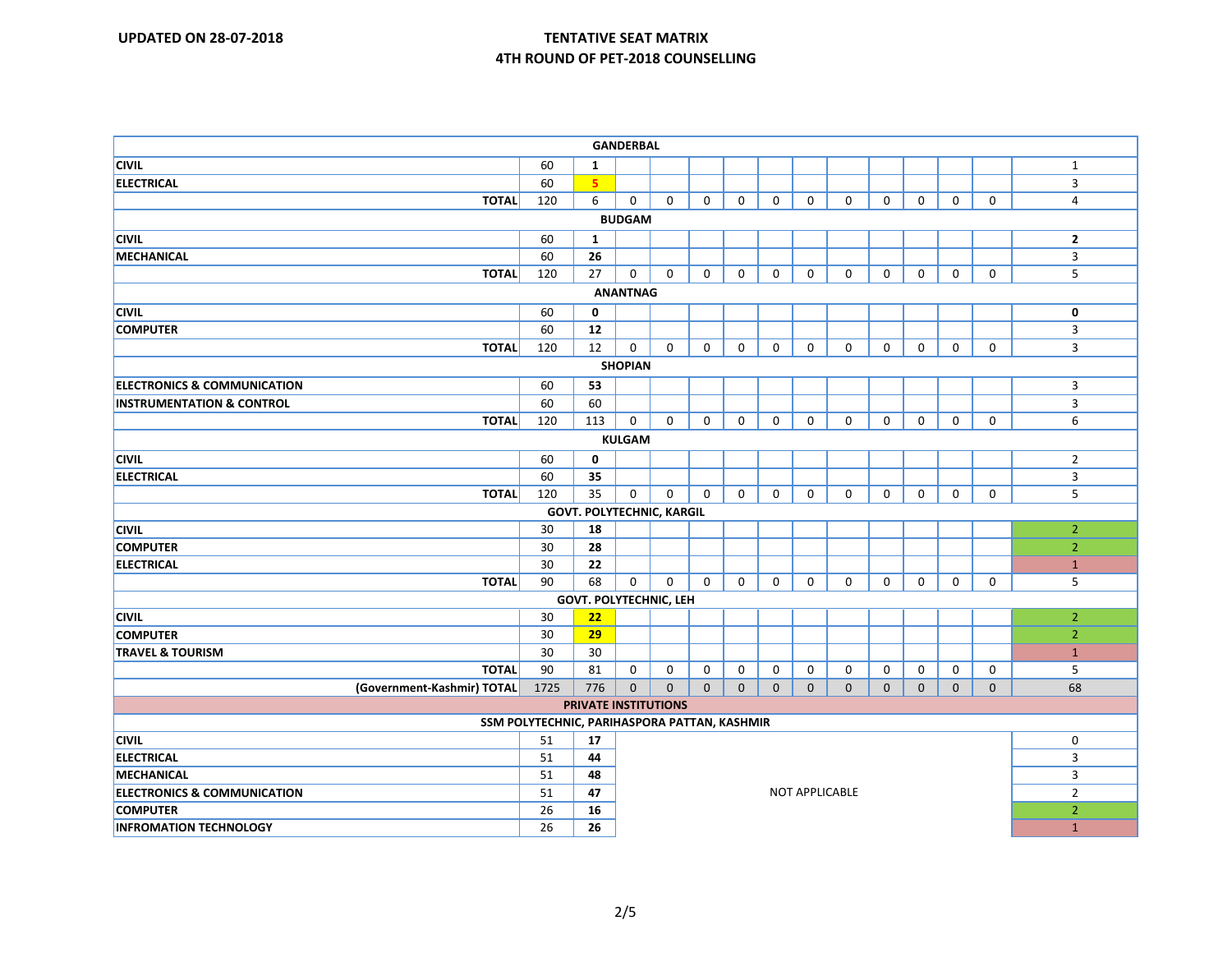**UPDATED ON 28-07-2018**

## TENTATIVE SEAT MATRIX
## 4TH ROUND OF PET-2018 COUNSELLING

| | | | | | | | | | | | | | | |
|---|---|---|---|---|---|---|---|---|---|---|---|---|---|---|
| **GANDERBAL** | | | | | | | | | | | | | | |
| **CIVIL** | 60 | **1** | | | | | | | | | | | | 1 |
| **ELECTRICAL** | 60 | **5** | | | | | | | | | | | | 3 |
| **TOTAL** | 120 | 6 | 0 | 0 | 0 | 0 | 0 | 0 | 0 | 0 | 0 | 0 | 0 | 4 |
| **BUDGAM** | | | | | | | | | | | | | | |
| **CIVIL** | 60 | **1** | | | | | | | | | | | | **2** |
| **MECHANICAL** | 60 | **26** | | | | | | | | | | | | 3 |
| **TOTAL** | 120 | 27 | 0 | 0 | 0 | 0 | 0 | 0 | 0 | 0 | 0 | 0 | 0 | 5 |
| **ANANTNAG** | | | | | | | | | | | | | | |
| **CIVIL** | 60 | **0** | | | | | | | | | | | | **0** |
| **COMPUTER** | 60 | **12** | | | | | | | | | | | | 3 |
| **TOTAL** | 120 | 12 | 0 | 0 | 0 | 0 | 0 | 0 | 0 | 0 | 0 | 0 | 0 | 3 |
| **SHOPIAN** | | | | | | | | | | | | | | |
| **ELECTRONICS & COMMUNICATION** | 60 | **53** | | | | | | | | | | | | 3 |
| **INSTRUMENTATION & CONTROL** | 60 | 60 | | | | | | | | | | | | 3 |
| **TOTAL** | 120 | 113 | 0 | 0 | 0 | 0 | 0 | 0 | 0 | 0 | 0 | 0 | 0 | 6 |
| **KULGAM** | | | | | | | | | | | | | | |
| **CIVIL** | 60 | **0** | | | | | | | | | | | | 2 |
| **ELECTRICAL** | 60 | **35** | | | | | | | | | | | | 3 |
| **TOTAL** | 120 | 35 | 0 | 0 | 0 | 0 | 0 | 0 | 0 | 0 | 0 | 0 | 0 | 5 |
| **GOVT. POLYTECHNIC, KARGIL** | | | | | | | | | | | | | | |
| **CIVIL** | 30 | **18** | | | | | | | | | | | | 2 |
| **COMPUTER** | 30 | **28** | | | | | | | | | | | | 2 |
| **ELECTRICAL** | 30 | **22** | | | | | | | | | | | | 1 |
| **TOTAL** | 90 | 68 | 0 | 0 | 0 | 0 | 0 | 0 | 0 | 0 | 0 | 0 | 0 | 5 |
| **GOVT. POLYTECHNIC, LEH** | | | | | | | | | | | | | | |
| **CIVIL** | 30 | **22** | | | | | | | | | | | | 2 |
| **COMPUTER** | 30 | **29** | | | | | | | | | | | | 2 |
| **TRAVEL & TOURISM** | 30 | 30 | | | | | | | | | | | | 1 |
| **TOTAL** | 90 | 81 | 0 | 0 | 0 | 0 | 0 | 0 | 0 | 0 | 0 | 0 | 0 | 5 |
| **(Government-Kashmir) TOTAL** | 1725 | 776 | 0 | 0 | 0 | 0 | 0 | 0 | 0 | 0 | 0 | 0 | 0 | 68 |
| **PRIVATE INSTITUTIONS** | | | | | | | | | | | | | | |
| **SSM POLYTECHNIC, PARIHASPORA PATTAN, KASHMIR** | | | | | | | | | | | | | | |
| **CIVIL** | 51 | **17** | | | | | | | | | | | | 0 |
| **ELECTRICAL** | 51 | **44** | | | | | | | | | | | | 3 |
| **MECHANICAL** | 51 | **48** | | | | | | | | | | | | 3 |
| **ELECTRONICS & COMMUNICATION** | 51 | **47** | NOT APPLICABLE | | | | | | | | | | | 2 |
| **COMPUTER** | 26 | **16** | | | | | | | | | | | | 2 |
| **INFROMATION TECHNOLOGY** | 26 | **26** | | | | | | | | | | | | 1 |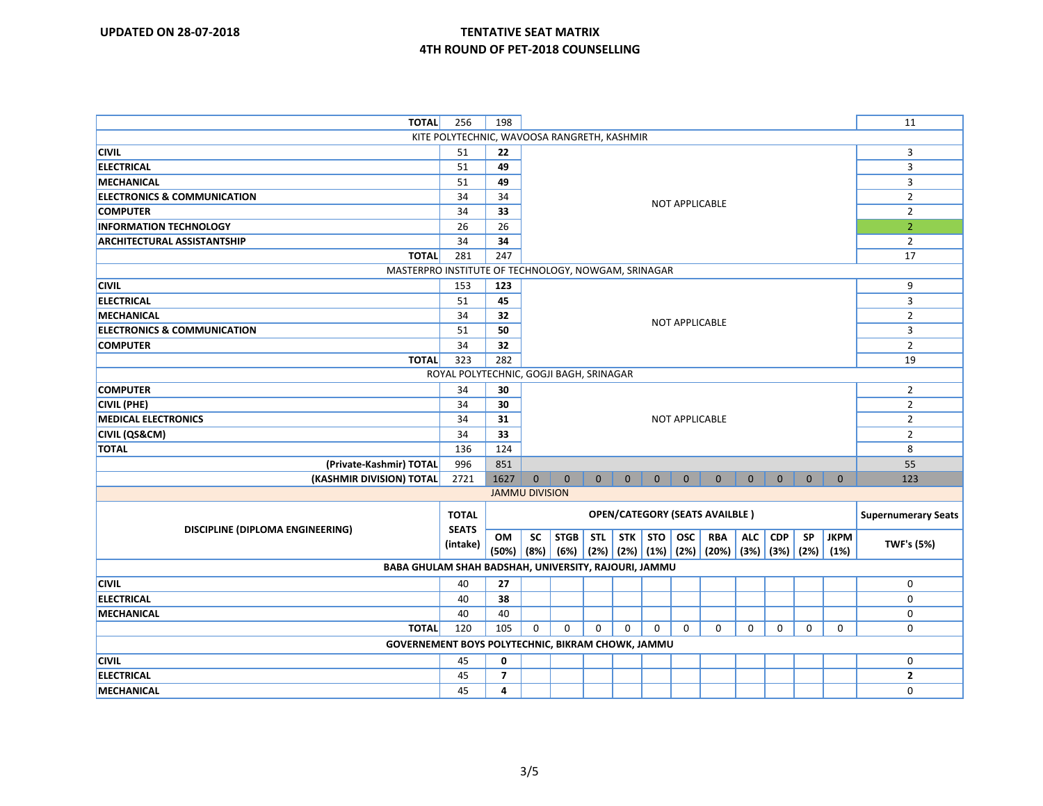UPDATED ON 28-07-2018

**TENTATIVE SEAT MATRIX**
**4TH ROUND OF PET-2018 COUNSELLING**

| DISCIPLINE (DIPLOMA ENGINEERING) | TOTAL SEATS (intake) | OM (50%) | SC (8%) | STGB (6%) | STL (2%) | STK (2%) | STO (1%) | OSC (2%) | RBA (20%) | ALC (3%) | CDP (3%) | SP (2%) | JKPM (1%) | TWF's (5%) |
|---|---|---|---|---|---|---|---|---|---|---|---|---|---|---|
| **TOTAL** | 256 | 198 | | | | | | | | | | | | 11 |
| KITE POLYTECHNIC, WAVOOSA RANGRETH, KASHMIR | | | | | | | | | | | | | | |
| **CIVIL** | 51 | **22** | NOT APPLICABLE | | | | | | | | | | | 3 |
| **ELECTRICAL** | 51 | **49** | | | | | | | | | | | | 3 |
| **MECHANICAL** | 51 | **49** | | | | | | | | | | | | 3 |
| **ELECTRONICS & COMMUNICATION** | 34 | 34 | | | | | | | | | | | | 2 |
| **COMPUTER** | 34 | **33** | | | | | | | | | | | | 2 |
| **INFORMATION TECHNOLOGY** | 26 | 26 | | | | | | | | | | | | 2 |
| **ARCHITECTURAL ASSISTANTSHIP** | 34 | **34** | | | | | | | | | | | | 2 |
| **TOTAL** | 281 | 247 | | | | | | | | | | | | 17 |
| MASTERPRO INSTITUTE OF TECHNOLOGY, NOWGAM, SRINAGAR | | | | | | | | | | | | | | |
| **CIVIL** | 153 | **123** | NOT APPLICABLE | | | | | | | | | | | 9 |
| **ELECTRICAL** | 51 | **45** | | | | | | | | | | | | 3 |
| **MECHANICAL** | 34 | **32** | | | | | | | | | | | | 2 |
| **ELECTRONICS & COMMUNICATION** | 51 | **50** | | | | | | | | | | | | 3 |
| **COMPUTER** | 34 | **32** | | | | | | | | | | | | 2 |
| **TOTAL** | 323 | 282 | | | | | | | | | | | | 19 |
| ROYAL POLYTECHNIC, GOGJI BAGH, SRINAGAR | | | | | | | | | | | | | | |
| **COMPUTER** | 34 | **30** | NOT APPLICABLE | | | | | | | | | | | 2 |
| **CIVIL (PHE)** | 34 | **30** | | | | | | | | | | | | 2 |
| **MEDICAL ELECTRONICS** | 34 | **31** | | | | | | | | | | | | 2 |
| **CIVIL (QS&CM)** | 34 | **33** | | | | | | | | | | | | 2 |
| **TOTAL** | 136 | 124 | | | | | | | | | | | | 8 |
| **(Private-Kashmir) TOTAL** | 996 | 851 | | | | | | | | | | | | 55 |
| **(KASHMIR DIVISION) TOTAL** | 2721 | 1627 | 0 | 0 | 0 | 0 | 0 | 0 | 0 | 0 | 0 | 0 | 0 | 123 |
| JAMMU DIVISION | | | | | | | | | | | | | | |
| **DISCIPLINE (DIPLOMA ENGINEERING)** | **TOTAL SEATS (intake)** | **OPEN/CATEGORY (SEATS AVAILBLE )** | | | | | | | | | | | | **Supernumerary Seats** |
| | | **OM (50%)** | **SC (8%)** | **STGB (6%)** | **STL (2%)** | **STK (2%)** | **STO (1%)** | **OSC (2%)** | **RBA (20%)** | **ALC (3%)** | **CDP (3%)** | **SP (2%)** | **JKPM (1%)** | **TWF's (5%)** |
| **BABA GHULAM SHAH BADSHAH, UNIVERSITY, RAJOURI, JAMMU** | | | | | | | | | | | | | | |
| **CIVIL** | 40 | **27** | | | | | | | | | | | | 0 |
| **ELECTRICAL** | 40 | **38** | | | | | | | | | | | | 0 |
| **MECHANICAL** | 40 | 40 | | | | | | | | | | | | 0 |
| **TOTAL** | 120 | 105 | 0 | 0 | 0 | 0 | 0 | 0 | 0 | 0 | 0 | 0 | 0 | 0 |
| **GOVERNEMENT BOYS POLYTECHNIC, BIKRAM CHOWK, JAMMU** | | | | | | | | | | | | | | |
| **CIVIL** | 45 | **0** | | | | | | | | | | | | 0 |
| **ELECTRICAL** | 45 | **7** | | | | | | | | | | | | **2** |
| **MECHANICAL** | 45 | **4** | | | | | | | | | | | | 0 |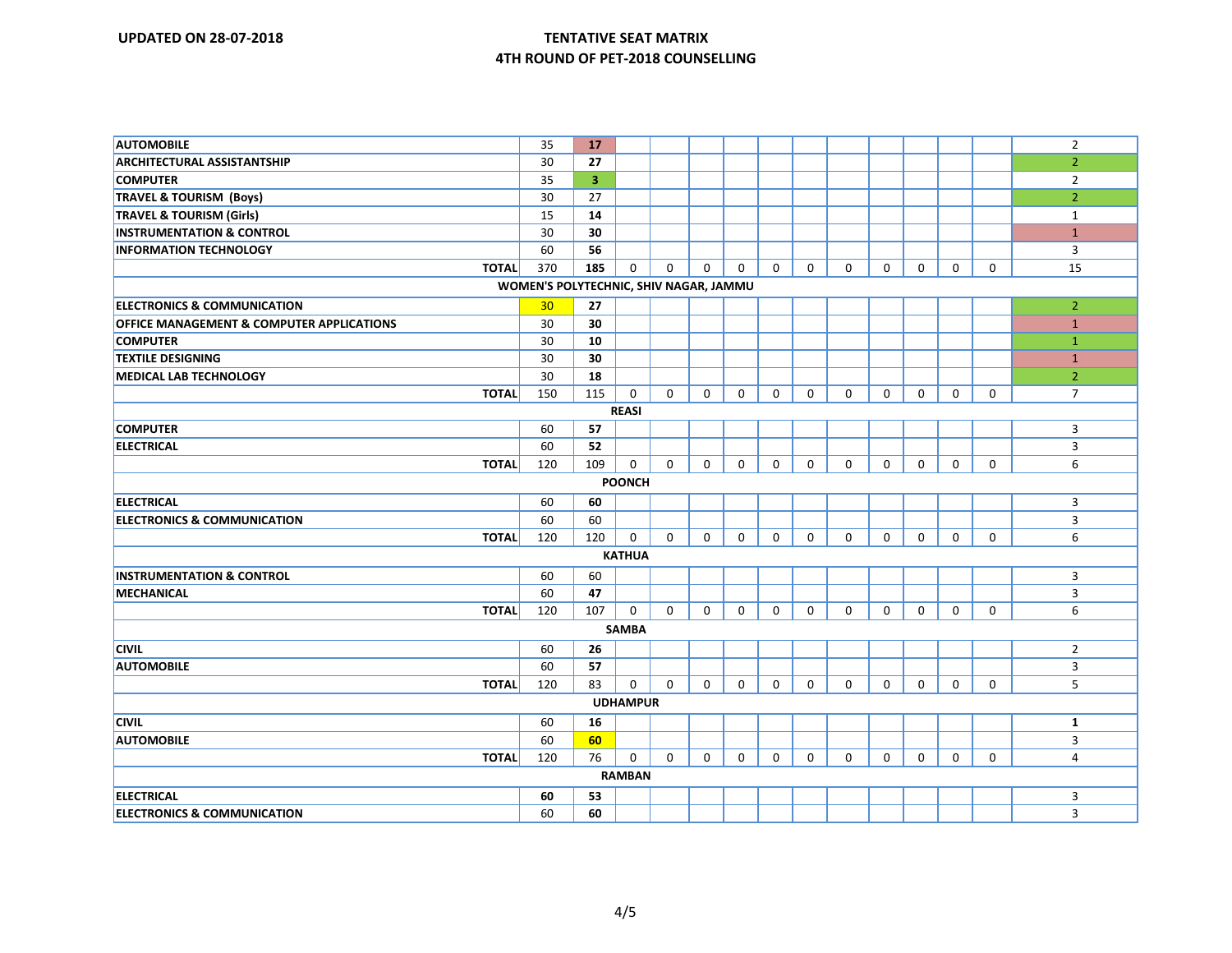UPDATED ON 28-07-2018

# TENTATIVE SEAT MATRIX
## 4TH ROUND OF PET-2018 COUNSELLING

| | | | | | | | | | | | | | | |
|---|---|---|---|---|---|---|---|---|---|---|---|---|---|---|
| **AUTOMOBILE** | 35 | **17** | | | | | | | | | | | | 2 |
| **ARCHITECTURAL ASSISTANTSHIP** | 30 | **27** | | | | | | | | | | | | 2 |
| **COMPUTER** | 35 | **3** | | | | | | | | | | | | 2 |
| **TRAVEL & TOURISM (Boys)** | 30 | 27 | | | | | | | | | | | | 2 |
| **TRAVEL & TOURISM (Girls)** | 15 | **14** | | | | | | | | | | | | 1 |
| **INSTRUMENTATION & CONTROL** | 30 | **30** | | | | | | | | | | | | 1 |
| **INFORMATION TECHNOLOGY** | 60 | **56** | | | | | | | | | | | | 3 |
| **TOTAL** | 370 | **185** | 0 | 0 | 0 | 0 | 0 | 0 | 0 | 0 | 0 | 0 | 0 | 15 |
| **WOMEN'S POLYTECHNIC, SHIV NAGAR, JAMMU** | | | | | | | | | | | | | | |
| **ELECTRONICS & COMMUNICATION** | 30 | **27** | | | | | | | | | | | | 2 |
| **OFFICE MANAGEMENT & COMPUTER APPLICATIONS** | 30 | **30** | | | | | | | | | | | | 1 |
| **COMPUTER** | 30 | **10** | | | | | | | | | | | | 1 |
| **TEXTILE DESIGNING** | 30 | **30** | | | | | | | | | | | | 1 |
| **MEDICAL LAB TECHNOLOGY** | 30 | **18** | | | | | | | | | | | | 2 |
| **TOTAL** | 150 | 115 | 0 | 0 | 0 | 0 | 0 | 0 | 0 | 0 | 0 | 0 | 0 | 7 |
| **REASI** | | | | | | | | | | | | | | |
| **COMPUTER** | 60 | **57** | | | | | | | | | | | | 3 |
| **ELECTRICAL** | 60 | **52** | | | | | | | | | | | | 3 |
| **TOTAL** | 120 | 109 | 0 | 0 | 0 | 0 | 0 | 0 | 0 | 0 | 0 | 0 | 0 | 6 |
| **POONCH** | | | | | | | | | | | | | | |
| **ELECTRICAL** | 60 | **60** | | | | | | | | | | | | 3 |
| **ELECTRONICS & COMMUNICATION** | 60 | 60 | | | | | | | | | | | | 3 |
| **TOTAL** | 120 | 120 | 0 | 0 | 0 | 0 | 0 | 0 | 0 | 0 | 0 | 0 | 0 | 6 |
| **KATHUA** | | | | | | | | | | | | | | |
| **INSTRUMENTATION & CONTROL** | 60 | 60 | | | | | | | | | | | | 3 |
| **MECHANICAL** | 60 | **47** | | | | | | | | | | | | 3 |
| **TOTAL** | 120 | 107 | 0 | 0 | 0 | 0 | 0 | 0 | 0 | 0 | 0 | 0 | 0 | 6 |
| **SAMBA** | | | | | | | | | | | | | | |
| **CIVIL** | 60 | **26** | | | | | | | | | | | | 2 |
| **AUTOMOBILE** | 60 | **57** | | | | | | | | | | | | 3 |
| **TOTAL** | 120 | 83 | 0 | 0 | 0 | 0 | 0 | 0 | 0 | 0 | 0 | 0 | 0 | 5 |
| **UDHAMPUR** | | | | | | | | | | | | | | |
| **CIVIL** | 60 | **16** | | | | | | | | | | | | **1** |
| **AUTOMOBILE** | 60 | **60** | | | | | | | | | | | | 3 |
| **TOTAL** | 120 | 76 | 0 | 0 | 0 | 0 | 0 | 0 | 0 | 0 | 0 | 0 | 0 | 4 |
| **RAMBAN** | | | | | | | | | | | | | | |
| **ELECTRICAL** | **60** | **53** | | | | | | | | | | | | 3 |
| **ELECTRONICS & COMMUNICATION** | 60 | **60** | | | | | | | | | | | | 3 |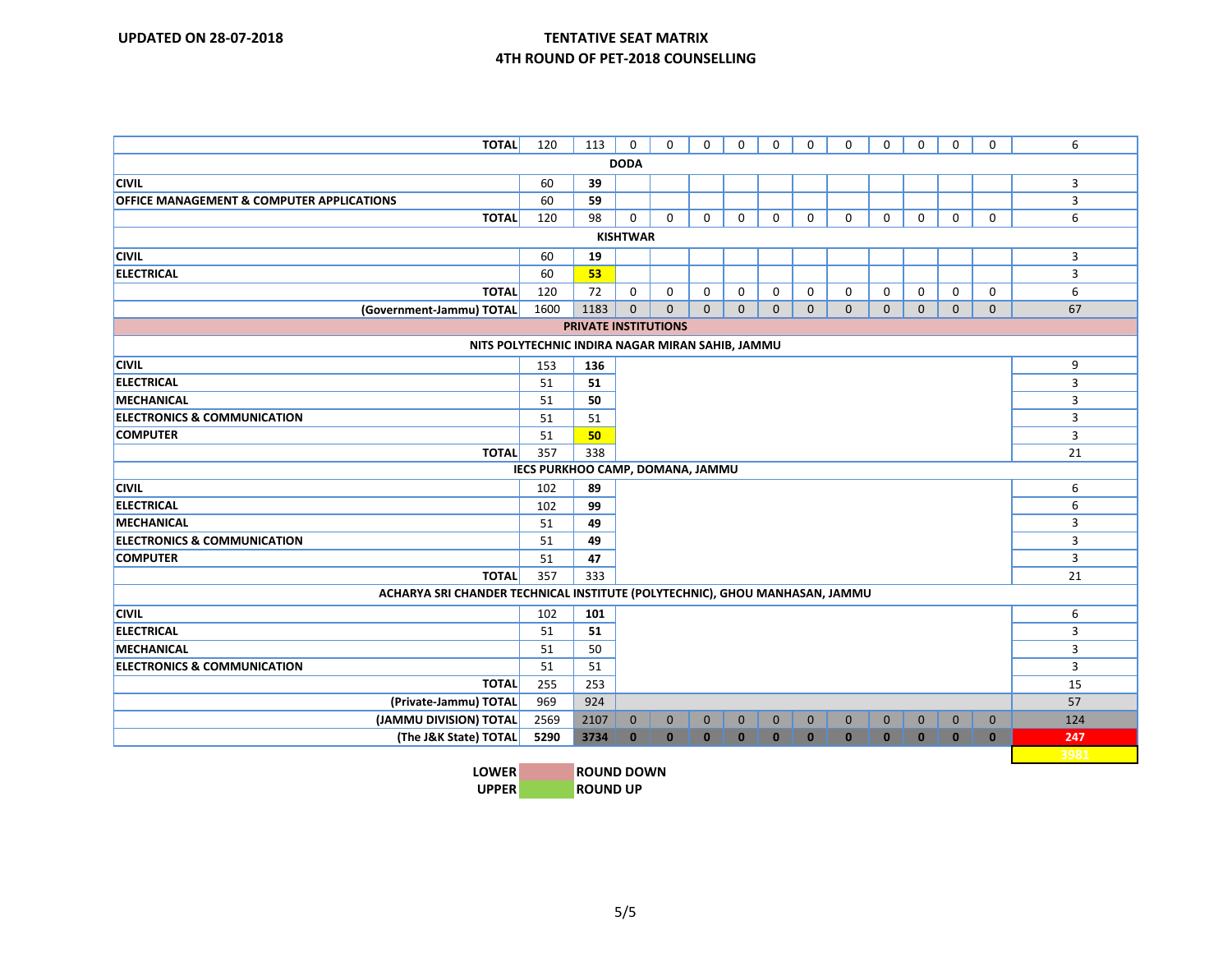UPDATED ON 28-07-2018

## TENTATIVE SEAT MATRIX
## 4TH ROUND OF PET-2018 COUNSELLING

| | | | | | | | | | | | | | | |
|---|---|---|---|---|---|---|---|---|---|---|---|---|---|---|
| **TOTAL** | 120 | 113 | 0 | 0 | 0 | 0 | 0 | 0 | 0 | 0 | 0 | 0 | 0 | 6 |
| **DODA** | | | | | | | | | | | | | | |
| **CIVIL** | 60 | **39** | | | | | | | | | | | | 3 |
| **OFFICE MANAGEMENT & COMPUTER APPLICATIONS** | 60 | **59** | | | | | | | | | | | | 3 |
| **TOTAL** | 120 | 98 | 0 | 0 | 0 | 0 | 0 | 0 | 0 | 0 | 0 | 0 | 0 | 6 |
| **KISHTWAR** | | | | | | | | | | | | | | |
| **CIVIL** | 60 | **19** | | | | | | | | | | | | 3 |
| **ELECTRICAL** | 60 | **53** | | | | | | | | | | | | 3 |
| **TOTAL** | 120 | 72 | 0 | 0 | 0 | 0 | 0 | 0 | 0 | 0 | 0 | 0 | 0 | 6 |
| **(Government-Jammu) TOTAL** | 1600 | 1183 | 0 | 0 | 0 | 0 | 0 | 0 | 0 | 0 | 0 | 0 | 0 | 67 |
| **PRIVATE INSTITUTIONS** | | | | | | | | | | | | | | |
| **NITS POLYTECHNIC INDIRA NAGAR MIRAN SAHIB, JAMMU** | | | | | | | | | | | | | | |
| **CIVIL** | 153 | **136** | | | | | | | | | | | | 9 |
| **ELECTRICAL** | 51 | **51** | | | | | | | | | | | | 3 |
| **MECHANICAL** | 51 | **50** | | | | | | | | | | | | 3 |
| **ELECTRONICS & COMMUNICATION** | 51 | 51 | | | | | | | | | | | | 3 |
| **COMPUTER** | 51 | **50** | | | | | | | | | | | | 3 |
| **TOTAL** | 357 | 338 | | | | | | | | | | | | 21 |
| **IECS PURKHOO CAMP, DOMANA, JAMMU** | | | | | | | | | | | | | | |
| **CIVIL** | 102 | **89** | | | | | | | | | | | | 6 |
| **ELECTRICAL** | 102 | **99** | | | | | | | | | | | | 6 |
| **MECHANICAL** | 51 | **49** | | | | | | | | | | | | 3 |
| **ELECTRONICS & COMMUNICATION** | 51 | **49** | | | | | | | | | | | | 3 |
| **COMPUTER** | 51 | **47** | | | | | | | | | | | | 3 |
| **TOTAL** | 357 | 333 | | | | | | | | | | | | 21 |
| **ACHARYA SRI CHANDER TECHNICAL INSTITUTE (POLYTECHNIC), GHOU MANHASAN, JAMMU** | | | | | | | | | | | | | | |
| **CIVIL** | 102 | **101** | | | | | | | | | | | | 6 |
| **ELECTRICAL** | 51 | **51** | | | | | | | | | | | | 3 |
| **MECHANICAL** | 51 | 50 | | | | | | | | | | | | 3 |
| **ELECTRONICS & COMMUNICATION** | 51 | 51 | | | | | | | | | | | | 3 |
| **TOTAL** | 255 | 253 | | | | | | | | | | | | 15 |
| **(Private-Jammu) TOTAL** | 969 | 924 | | | | | | | | | | | | 57 |
| **(JAMMU DIVISION) TOTAL** | 2569 | 2107 | 0 | 0 | 0 | 0 | 0 | 0 | 0 | 0 | 0 | 0 | 0 | 124 |
| **(The J&K State) TOTAL** | **5290** | **3734** | **0** | **0** | **0** | **0** | **0** | **0** | **0** | **0** | **0** | **0** | **0** | **247** |
| | | | | | | | | | | | | | | 3981 |

**LOWER** — **ROUND DOWN**

**UPPER** — **ROUND UP**